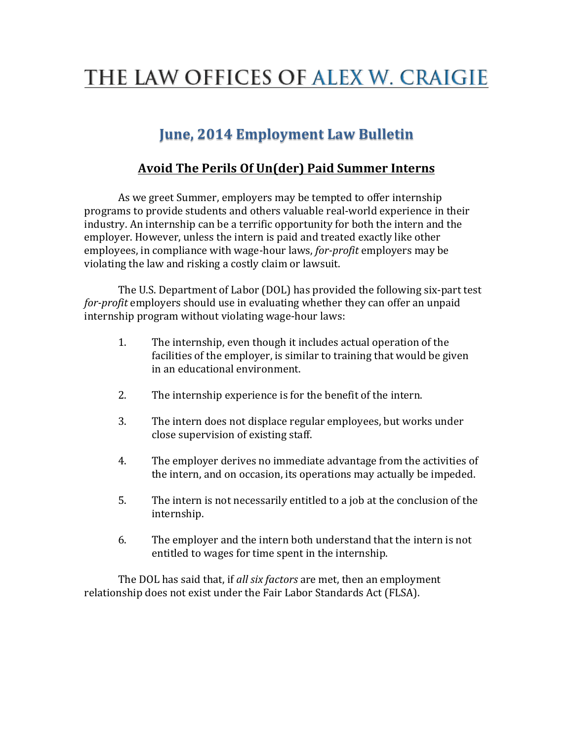# THE LAW OFFICES OF ALEX W. CRAIGIE

## June, 2014 Employment Law Bulletin

### Avoid The Perils Of Un(der) Paid Summer Interns

As we greet Summer, employers may be tempted to offer internship programs to provide students and others valuable real-world experience in their industry. An internship can be a terrific opportunity for both the intern and the employer. However, unless the intern is paid and treated exactly like other employees, in compliance with wage-hour laws, *for-profit* employers may be violating the law and risking a costly claim or lawsuit.

The U.S. Department of Labor (DOL) has provided the following six-part test *for-profit* employers should use in evaluating whether they can offer an unpaid internship program without violating wage-hour laws:

1. The internship, even though it includes actual operation of the facilities of the employer, is similar to training that would be given in an educational environment.

2. The internship experience is for the benefit of the intern.

3. The intern does not displace regular employees, but works under close supervision of existing staff.

4. The employer derives no immediate advantage from the activities of the intern, and on occasion, its operations may actually be impeded.

5. The intern is not necessarily entitled to a job at the conclusion of the internship.

6. The employer and the intern both understand that the intern is not entitled to wages for time spent in the internship.

The DOL has said that, if *all six factors* are met, then an employment relationship does not exist under the Fair Labor Standards Act (FLSA).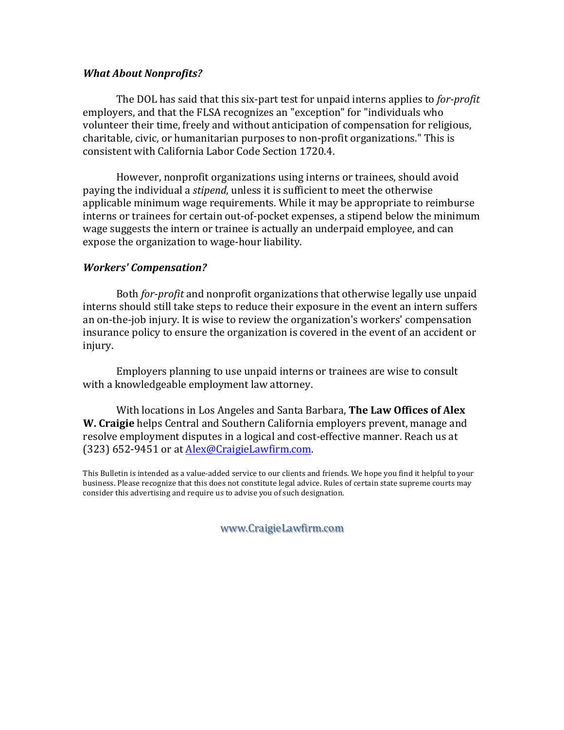### *What About Nonprofits?*

The DOL has said that this six-part test for unpaid interns applies to *for-profit* employers, and that the FLSA recognizes an "exception" for "individuals who volunteer their time, freely and without anticipation of compensation for religious, charitable, civic, or humanitarian purposes to non-profit organizations." This is consistent with California Labor Code Section 1720.4.

However, nonprofit organizations using interns or trainees, should avoid paying the individual a *stipend*, unless it is sufficient to meet the otherwise applicable minimum wage requirements. While it may be appropriate to reimburse interns or trainees for certain out-of-pocket expenses, a stipend below the minimum wage suggests the intern or trainee is actually an underpaid employee, and can expose the organization to wage-hour liability.

### *Workers' Compensation?*

Both *for-profit* and nonprofit organizations that otherwise legally use unpaid interns should still take steps to reduce their exposure in the event an intern suffers an on-the-job injury. It is wise to review the organization's workers' compensation insurance policy to ensure the organization is covered in the event of an accident or injury.

Employers planning to use unpaid interns or trainees are wise to consult with a knowledgeable employment law attorney.

With locations in Los Angeles and Santa Barbara, **The Law Offices of Alex W. Craigie** helps Central and Southern California employers prevent, manage and resolve employment disputes in a logical and cost-effective manner. Reach us at (323) 652-9451 or at [Alex@CraigieLawfirm.com](mailto:Alex@CraigieLawfirm.com).

This Bulletin is intended as a value-added service to our clients and friends. We hope you find it helpful to your business. Please recognize that this does not constitute legal advice. Rules of certain state supreme courts may consider this advertising and require us to advise you of such designation.

www.CraigieLawfirm.com